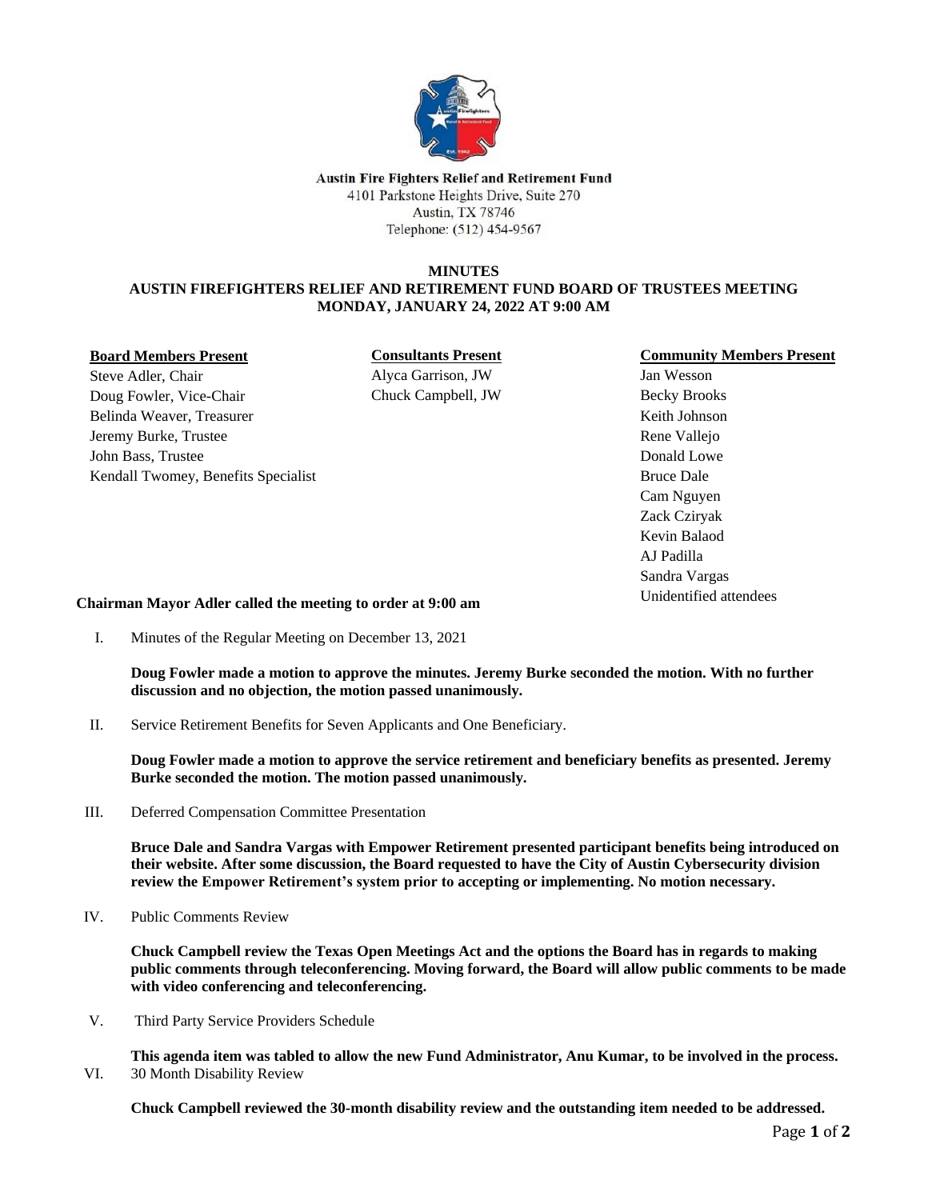**Austin Fire Fighters Relief and Retirement Fund**
4101 Parkstone Heights Drive, Suite 270
Austin, TX 78746
Telephone: (512) 454-9567

# MINUTES
## AUSTIN FIREFIGHTERS RELIEF AND RETIREMENT FUND BOARD OF TRUSTEES MEETING
## MONDAY, JANUARY 24, 2022 AT 9:00 AM

**Board Members Present**
Steve Adler, Chair
Doug Fowler, Vice-Chair
Belinda Weaver, Treasurer
Jeremy Burke, Trustee
John Bass, Trustee
Kendall Twomey, Benefits Specialist

**Consultants Present**
Alyca Garrison, JW
Chuck Campbell, JW

**Community Members Present**
Jan Wesson
Becky Brooks
Keith Johnson
Rene Vallejo
Donald Lowe
Bruce Dale
Cam Nguyen
Zack Cziryak
Kevin Balaod
AJ Padilla
Sandra Vargas
Unidentified attendees

**Chairman Mayor Adler called the meeting to order at 9:00 am**

I. Minutes of the Regular Meeting on December 13, 2021

**Doug Fowler made a motion to approve the minutes. Jeremy Burke seconded the motion. With no further discussion and no objection, the motion passed unanimously.**

II. Service Retirement Benefits for Seven Applicants and One Beneficiary.

**Doug Fowler made a motion to approve the service retirement and beneficiary benefits as presented. Jeremy Burke seconded the motion. The motion passed unanimously.**

III. Deferred Compensation Committee Presentation

**Bruce Dale and Sandra Vargas with Empower Retirement presented participant benefits being introduced on their website. After some discussion, the Board requested to have the City of Austin Cybersecurity division review the Empower Retirement's system prior to accepting or implementing. No motion necessary.**

IV. Public Comments Review

**Chuck Campbell review the Texas Open Meetings Act and the options the Board has in regards to making public comments through teleconferencing. Moving forward, the Board will allow public comments to be made with video conferencing and teleconferencing.**

V. Third Party Service Providers Schedule

**This agenda item was tabled to allow the new Fund Administrator, Anu Kumar, to be involved in the process.**

VI. 30 Month Disability Review

**Chuck Campbell reviewed the 30-month disability review and the outstanding item needed to be addressed.**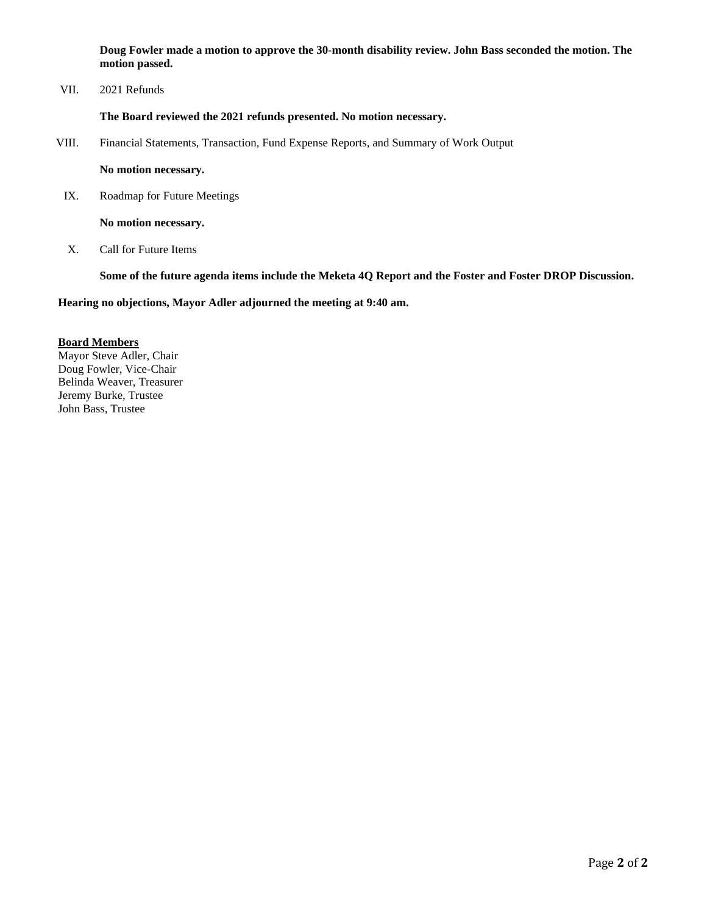**Doug Fowler made a motion to approve the 30-month disability review. John Bass seconded the motion. The motion passed.**

VII. 2021 Refunds

**The Board reviewed the 2021 refunds presented. No motion necessary.**

VIII. Financial Statements, Transaction, Fund Expense Reports, and Summary of Work Output

**No motion necessary.**

IX. Roadmap for Future Meetings

**No motion necessary.**

X. Call for Future Items

**Some of the future agenda items include the Meketa 4Q Report and the Foster and Foster DROP Discussion.**

**Hearing no objections, Mayor Adler adjourned the meeting at 9:40 am.**

**Board Members**
Mayor Steve Adler, Chair
Doug Fowler, Vice-Chair
Belinda Weaver, Treasurer
Jeremy Burke, Trustee
John Bass, Trustee